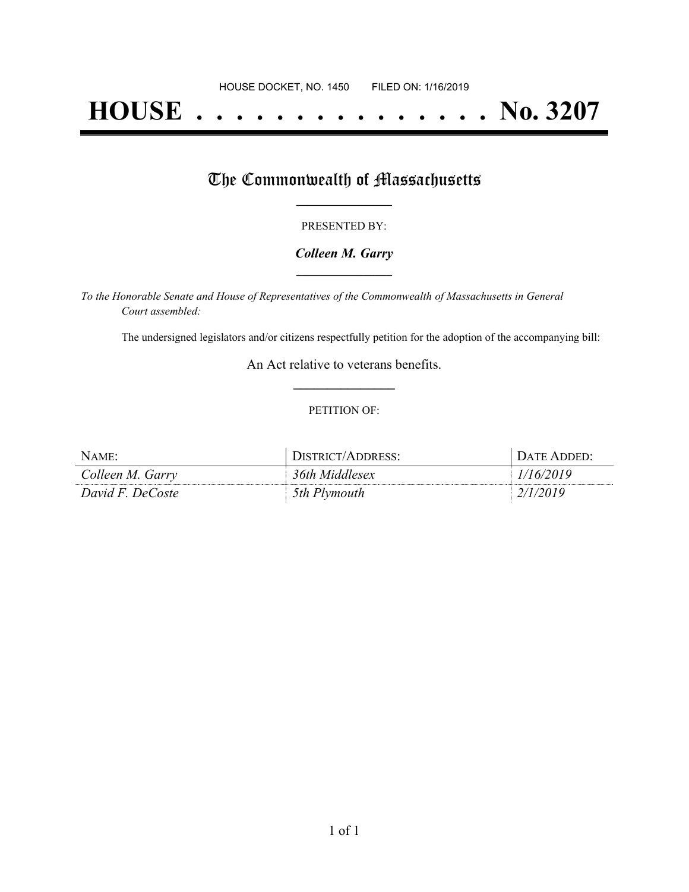HOUSE DOCKET, NO. 1450        FILED ON: 1/16/2019

# HOUSE . . . . . . . . . . . . . . . No. 3207

## The Commonwealth of Massachusetts

PRESENTED BY:

***Colleen M. Garry***

*To the Honorable Senate and House of Representatives of the Commonwealth of Massachusetts in General Court assembled:*

The undersigned legislators and/or citizens respectfully petition for the adoption of the accompanying bill:

An Act relative to veterans benefits.

PETITION OF:

| NAME: | DISTRICT/ADDRESS: | DATE ADDED: |
|---|---|---|
| *Colleen M. Garry* | *36th Middlesex* | *1/16/2019* |
| *David F. DeCoste* | *5th Plymouth* | *2/1/2019* |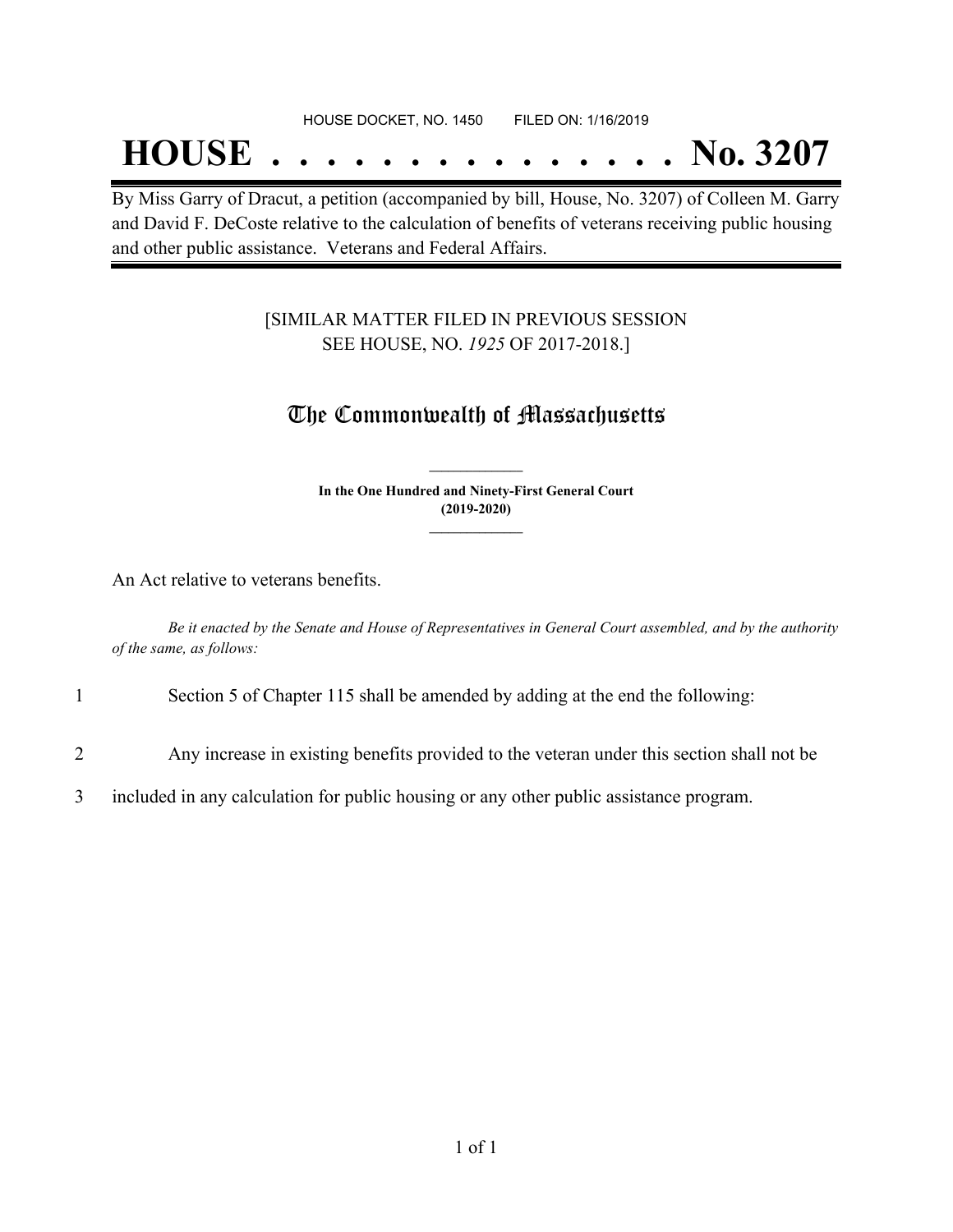HOUSE DOCKET, NO. 1450        FILED ON: 1/16/2019

# HOUSE . . . . . . . . . . . . . . . No. 3207

By Miss Garry of Dracut, a petition (accompanied by bill, House, No. 3207) of Colleen M. Garry and David F. DeCoste relative to the calculation of benefits of veterans receiving public housing and other public assistance. Veterans and Federal Affairs.

[SIMILAR MATTER FILED IN PREVIOUS SESSION
SEE HOUSE, NO. *1925* OF 2017-2018.]

## The Commonwealth of Massachusetts

**In the One Hundred and Ninety-First General Court**
**(2019-2020)**

An Act relative to veterans benefits.

*Be it enacted by the Senate and House of Representatives in General Court assembled, and by the authority of the same, as follows:*

1 Section 5 of Chapter 115 shall be amended by adding at the end the following:

2 Any increase in existing benefits provided to the veteran under this section shall not be

3 included in any calculation for public housing or any other public assistance program.